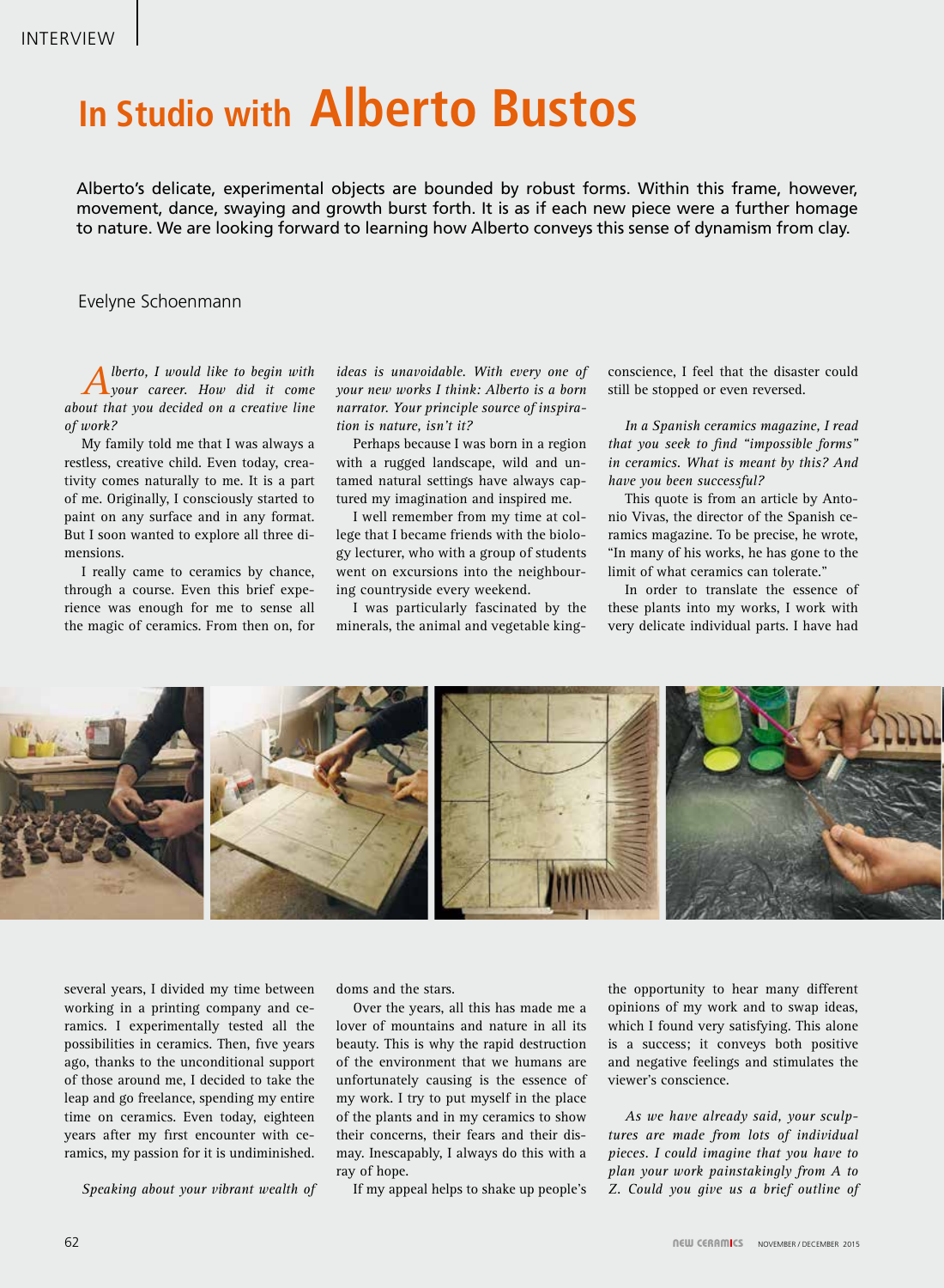# In Studio with Alberto Bustos

Alberto's delicate, experimental objects are bounded by robust forms. Within this frame, however, movement, dance, swaying and growth burst forth. It is as if each new piece were a further homage to nature. We are looking forward to learning how Alberto conveys this sense of dynamism from clay.

Evelyne Schoenmann

*Alberto, I would like to begin with your career. How did it come about that you decided on a creative line of work?*

My family told me that I was always a restless, creative child. Even today, creativity comes naturally to me. It is a part of me. Originally, I consciously started to paint on any surface and in any format. But I soon wanted to explore all three dimensions.

I really came to ceramics by chance, through a course. Even this brief experience was enough for me to sense all the magic of ceramics. From then on, for several years, I divided my time between working in a printing company and ceramics. I experimentally tested all the possibilities in ceramics. Then, five years ago, thanks to the unconditional support of those around me, I decided to take the leap and go freelance, spending my entire time on ceramics. Even today, eighteen years after my first encounter with ceramics, my passion for it is undiminished.

*Speaking about your vibrant wealth of ideas is unavoidable. With every one of your new works I think: Alberto is a born narrator. Your principle source of inspiration is nature, isn't it?*

Perhaps because I was born in a region with a rugged landscape, wild and untamed natural settings have always captured my imagination and inspired me.

I well remember from my time at college that I became friends with the biology lecturer, who with a group of students went on excursions into the neighbouring countryside every weekend.

I was particularly fascinated by the minerals, the animal and vegetable kingdoms and the stars.

Over the years, all this has made me a lover of mountains and nature in all its beauty. This is why the rapid destruction of the environment that we humans are unfortunately causing is the essence of my work. I try to put myself in the place of the plants and in my ceramics to show their concerns, their fears and their dismay. Inescapably, I always do this with a ray of hope.

If my appeal helps to shake up people's conscience, I feel that the disaster could still be stopped or even reversed.

*In a Spanish ceramics magazine, I read that you seek to find "impossible forms" in ceramics. What is meant by this? And have you been successful?*

This quote is from an article by Antonio Vivas, the director of the Spanish ceramics magazine. To be precise, he wrote, "In many of his works, he has gone to the limit of what ceramics can tolerate."

In order to translate the essence of these plants into my works, I work with very delicate individual parts. I have had the opportunity to hear many different opinions of my work and to swap ideas, which I found very satisfying. This alone is a success; it conveys both positive and negative feelings and stimulates the viewer's conscience.

*As we have already said, your sculptures are made from lots of individual pieces. I could imagine that you have to plan your work painstakingly from A to Z. Could you give us a brief outline of*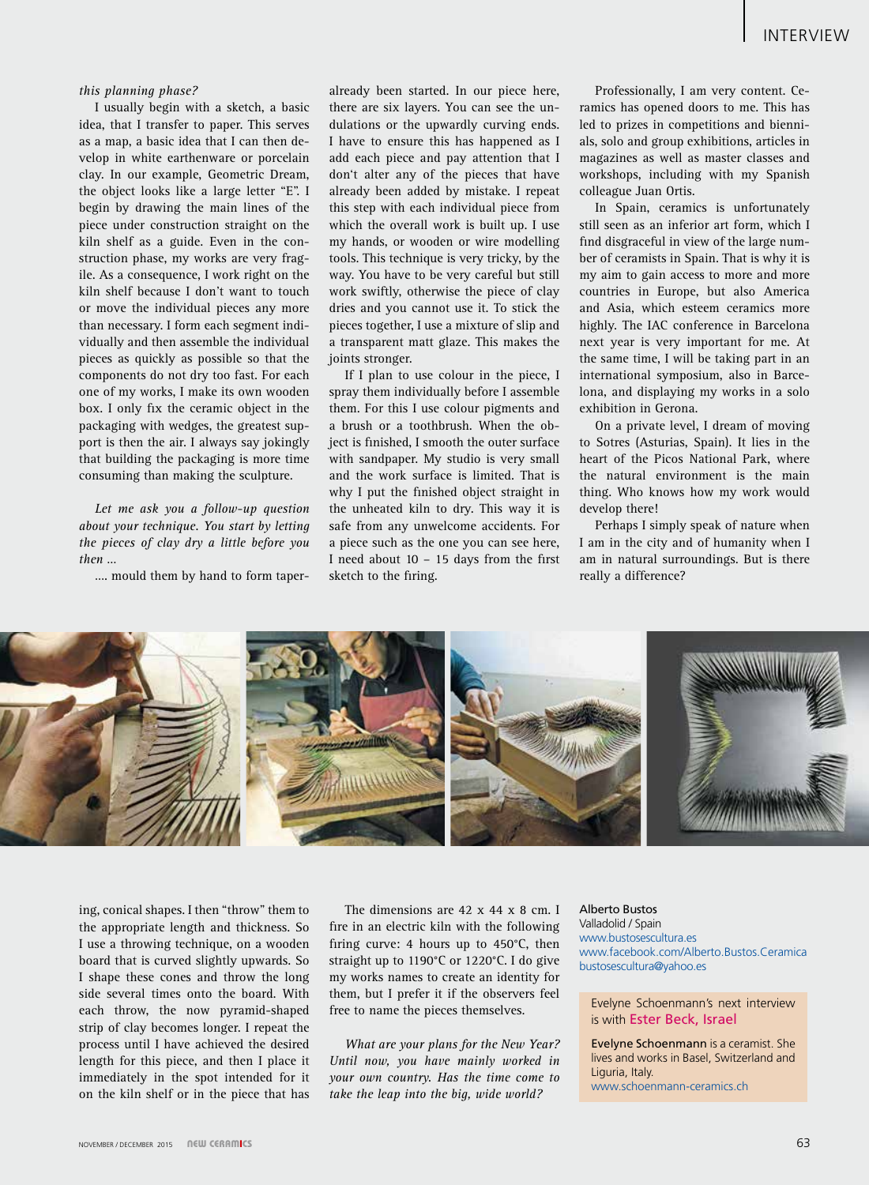*this planning phase?*

I usually begin with a sketch, a basic idea, that I transfer to paper. This serves as a map, a basic idea that I can then develop in white earthenware or porcelain clay. In our example, Geometric Dream, the object looks like a large letter "E". I begin by drawing the main lines of the piece under construction straight on the kiln shelf as a guide. Even in the construction phase, my works are very fragile. As a consequence, I work right on the kiln shelf because I don't want to touch or move the individual pieces any more than necessary. I form each segment individually and then assemble the individual pieces as quickly as possible so that the components do not dry too fast. For each one of my works, I make its own wooden box. I only fix the ceramic object in the packaging with wedges, the greatest support is then the air. I always say jokingly that building the packaging is more time consuming than making the sculpture.

*Let me ask you a follow-up question about your technique. You start by letting the pieces of clay dry a little before you then ...*

.... mould them by hand to form tapering, conical shapes. I then "throw" them to the appropriate length and thickness. So I use a throwing technique, on a wooden board that is curved slightly upwards. So I shape these cones and throw the long side several times onto the board. With each throw, the now pyramid-shaped strip of clay becomes longer. I repeat the process until I have achieved the desired length for this piece, and then I place it immediately in the spot intended for it on the kiln shelf or in the piece that has already been started. In our piece here, there are six layers. You can see the undulations or the upwardly curving ends. I have to ensure this has happened as I add each piece and pay attention that I don't alter any of the pieces that have already been added by mistake. I repeat this step with each individual piece from which the overall work is built up. I use my hands, or wooden or wire modelling tools. This technique is very tricky, by the way. You have to be very careful but still work swiftly, otherwise the piece of clay dries and you cannot use it. To stick the pieces together, I use a mixture of slip and a transparent matt glaze. This makes the joints stronger.

If I plan to use colour in the piece, I spray them individually before I assemble them. For this I use colour pigments and a brush or a toothbrush. When the object is finished, I smooth the outer surface with sandpaper. My studio is very small and the work surface is limited. That is why I put the finished object straight in the unheated kiln to dry. This way it is safe from any unwelcome accidents. For a piece such as the one you can see here, I need about 10 – 15 days from the first sketch to the firing.

The dimensions are 42 x 44 x 8 cm. I fire in an electric kiln with the following firing curve: 4 hours up to 450°C, then straight up to 1190°C or 1220°C. I do give my works names to create an identity for them, but I prefer it if the observers feel free to name the pieces themselves.

*What are your plans for the New Year? Until now, you have mainly worked in your own country. Has the time come to take the leap into the big, wide world?*

Professionally, I am very content. Ceramics has opened doors to me. This has led to prizes in competitions and biennials, solo and group exhibitions, articles in magazines as well as master classes and workshops, including with my Spanish colleague Juan Ortis.

In Spain, ceramics is unfortunately still seen as an inferior art form, which I find disgraceful in view of the large number of ceramists in Spain. That is why it is my aim to gain access to more and more countries in Europe, but also America and Asia, which esteem ceramics more highly. The IAC conference in Barcelona next year is very important for me. At the same time, I will be taking part in an international symposium, also in Barcelona, and displaying my works in a solo exhibition in Gerona.

On a private level, I dream of moving to Sotres (Asturias, Spain). It lies in the heart of the Picos National Park, where the natural environment is the main thing. Who knows how my work would develop there!

Perhaps I simply speak of nature when I am in the city and of humanity when I am in natural surroundings. But is there really a difference?

**Alberto Bustos**
Valladolid / Spain
www.bustosescultura.es
www.facebook.com/Alberto.Bustos.Ceramica
bustosescultura@yahoo.es

Evelyne Schoenmann's next interview is with Ester Beck, Israel

**Evelyne Schoenmann** is a ceramist. She lives and works in Basel, Switzerland and Liguria, Italy.
www.schoenmann-ceramics.ch